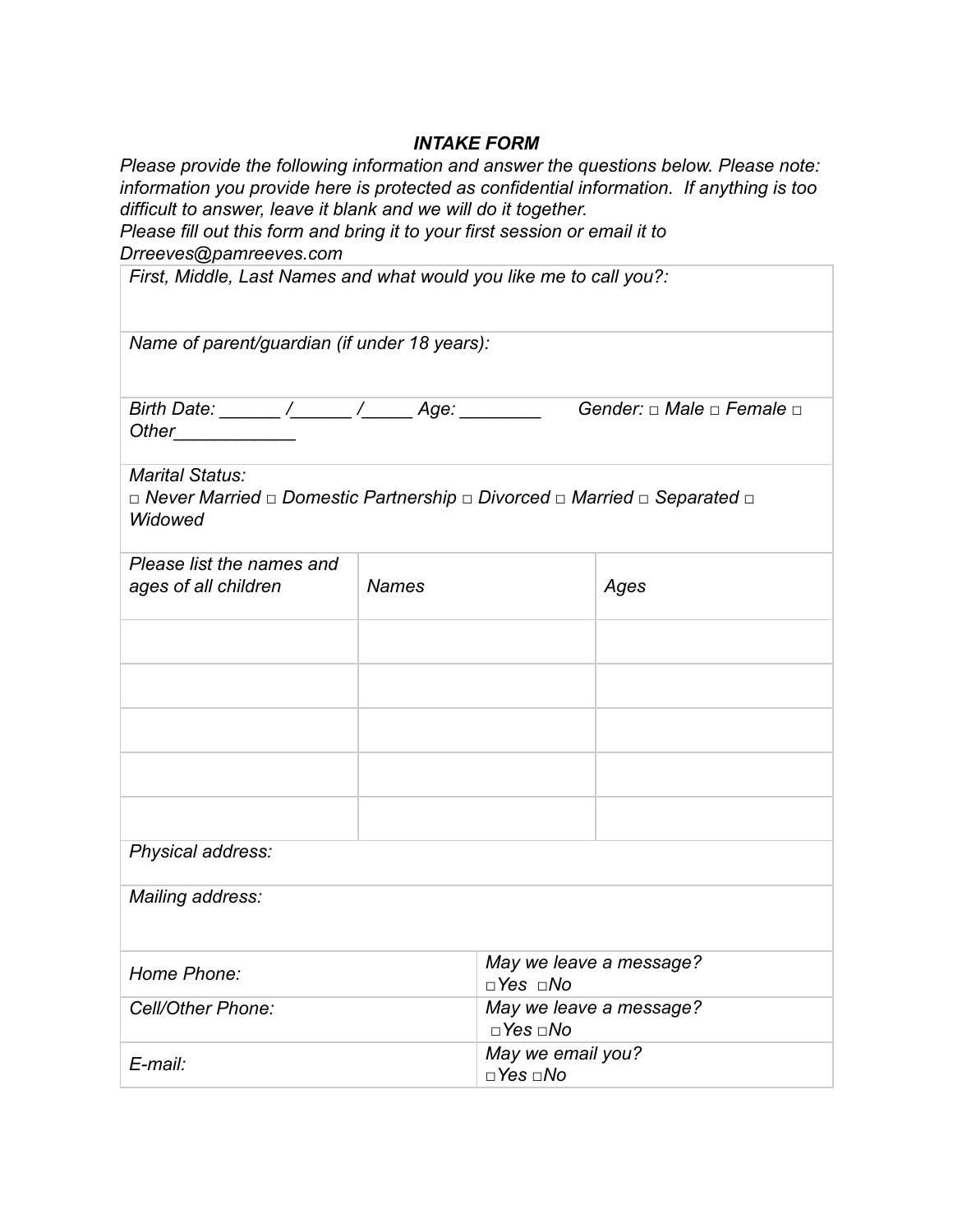***INTAKE FORM***

*Please provide the following information and answer the questions below. Please note: information you provide here is protected as confidential information. If anything is too difficult to answer, leave it blank and we will do it together.*
*Please fill out this form and bring it to your first session or email it to Drreeves@pamreeves.com*

| *First, Middle, Last Names and what would you like me to call you?:* | | |
|---|---|---|
| *Name of parent/guardian (if under 18 years):* | | |
| *Birth Date: ______ /______ /_____ Age: ________ Gender: □ Male □ Female □ Other____________* | | |
| *Marital Status:* *□ Never Married □ Domestic Partnership □ Divorced □ Married □ Separated □ Widowed* | | |
| *Please list the names and ages of all children* | *Names* | *Ages* |
| | | |
| | | |
| | | |
| | | |
| | | |
| *Physical address:* | | |
| *Mailing address:* | | |

| | |
|---|---|
| *Home Phone:* | *May we leave a message?* *□Yes □No* |
| *Cell/Other Phone:* | *May we leave a message?* *□Yes □No* |
| *E-mail:* | *May we email you?* *□Yes □No* |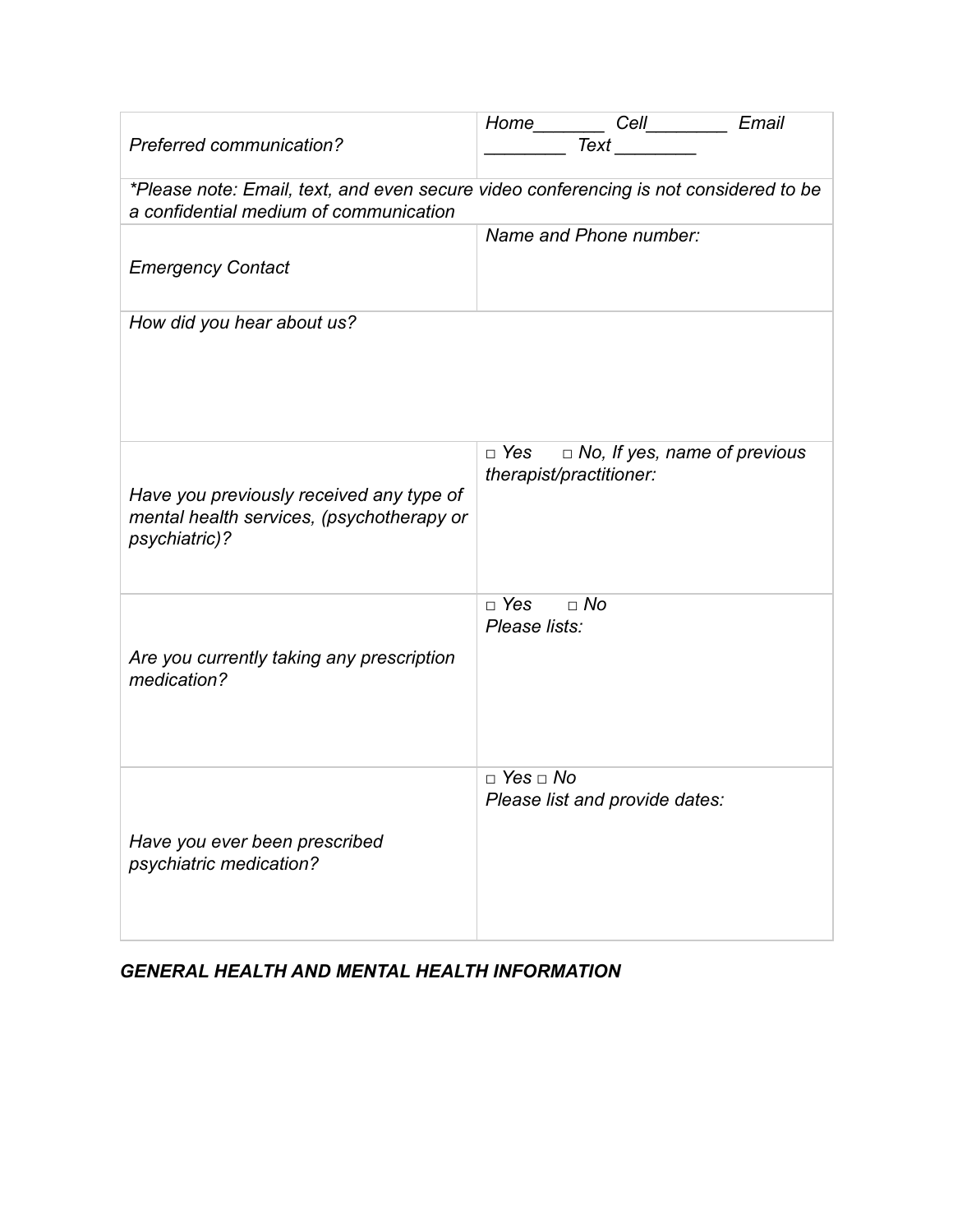| | |
|---|---|
| *Preferred communication?* | *Home_______ Cell________ Email ________ Text ________* |
| *\*Please note: Email, text, and even secure video conferencing is not considered to be a confidential medium of communication* | |
| *Emergency Contact* | *Name and Phone number:* |
| *How did you hear about us?* | |
| *Have you previously received any type of mental health services, (psychotherapy or psychiatric)?* | *□ Yes □ No, If yes, name of previous therapist/practitioner:* |
| *Are you currently taking any prescription medication?* | *□ Yes □ No Please lists:* |
| *Have you ever been prescribed psychiatric medication?* | *□ Yes □ No Please list and provide dates:* |

***GENERAL HEALTH AND MENTAL HEALTH INFORMATION***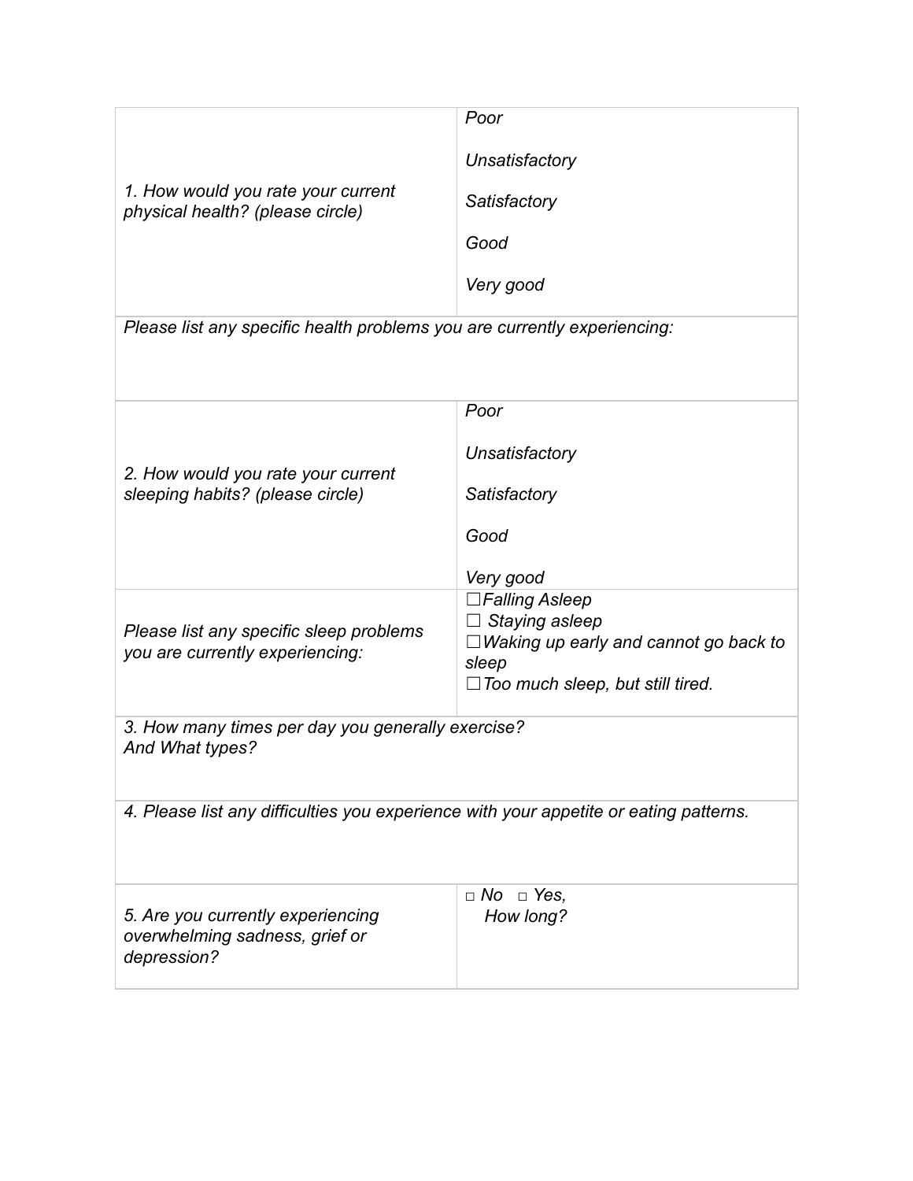| | |
|---|---|
| *1. How would you rate your current physical health? (please circle)* | *Poor*<br><br>*Unsatisfactory*<br><br>*Satisfactory*<br><br>*Good*<br><br>*Very good* |
| *Please list any specific health problems you are currently experiencing:* | |
| *2. How would you rate your current sleeping habits? (please circle)* | *Poor*<br><br>*Unsatisfactory*<br><br>*Satisfactory*<br><br>*Good*<br><br>*Very good* |
| *Please list any specific sleep problems you are currently experiencing:* | ☐*Falling Asleep*<br>☐ *Staying asleep*<br>☐*Waking up early and cannot go back to sleep*<br>☐*Too much sleep, but still tired.* |
| *3. How many times per day you generally exercise?*<br>*And What types?* | |
| *4. Please list any difficulties you experience with your appetite or eating patterns.* | |
| *5. Are you currently experiencing overwhelming sadness, grief or depression?* | □ *No* □ *Yes,*<br>*How long?* |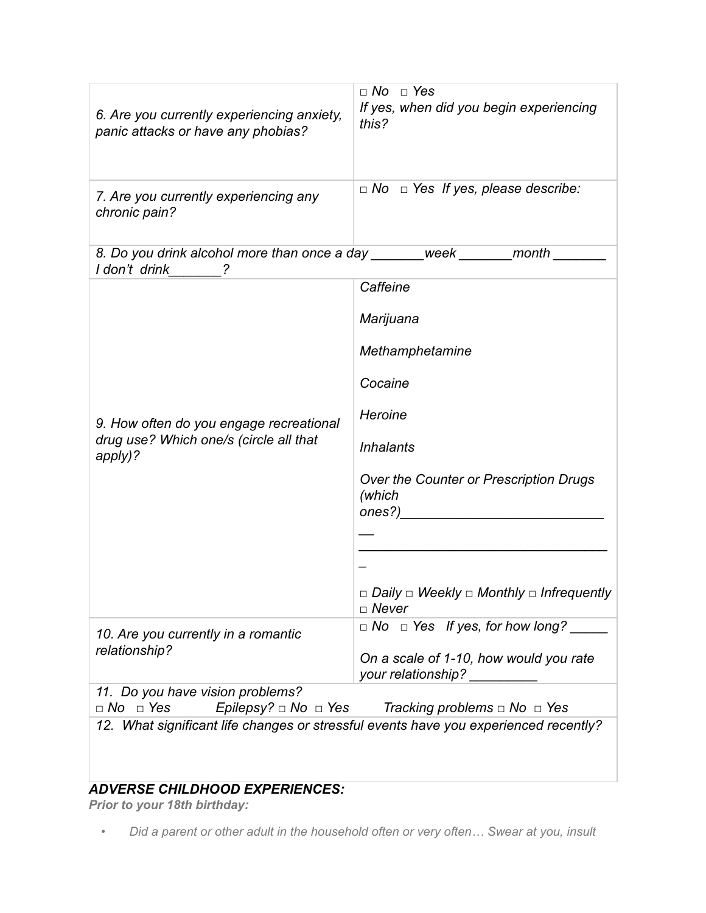| | |
|---|---|
| *6. Are you currently experiencing anxiety, panic attacks or have any phobias?* | *□ No □ Yes*<br>*If yes, when did you begin experiencing this?* |
| *7. Are you currently experiencing any chronic pain?* | *□ No □ Yes If yes, please describe:* |
| *8. Do you drink alcohol more than once a day _______week _______month _______ I don't drink_______?* | |
| *9. How often do you engage recreational drug use? Which one/s (circle all that apply)?* | *Caffeine*<br><br>*Marijuana*<br><br>*Methamphetamine*<br><br>*Cocaine*<br><br>*Heroine*<br><br>*Inhalants*<br><br>*Over the Counter or Prescription Drugs (which ones?)____________________________*<br>*__________________________________*<br><br>*□ Daily □ Weekly □ Monthly □ Infrequently □ Never* |
| *10. Are you currently in a romantic relationship?* | *□ No □ Yes If yes, for how long? _____*<br><br>*On a scale of 1-10, how would you rate your relationship? _________* |
| *11. Do you have vision problems? □ No □ Yes Epilepsy? □ No □ Yes Tracking problems □ No □ Yes* | |
| *12. What significant life changes or stressful events have you experienced recently?* | |

***ADVERSE CHILDHOOD EXPERIENCES:***

***Prior to your 18th birthday:***

- *Did a parent or other adult in the household often or very often… Swear at you, insult*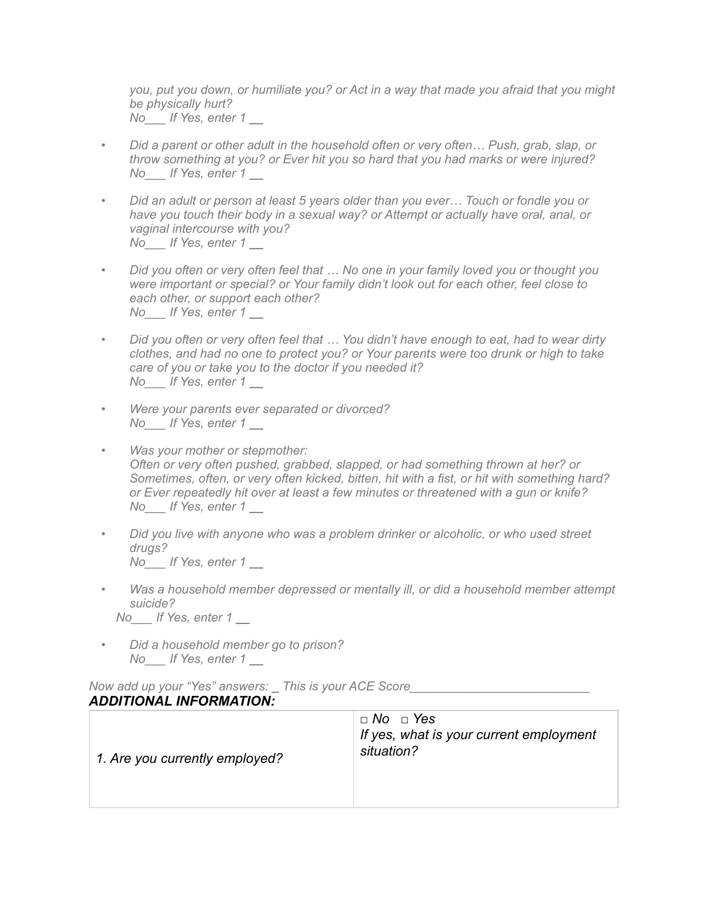*you, put you down, or humiliate you? or Act in a way that made you afraid that you might be physically hurt?*
*No___ If Yes, enter 1 __*

- *Did a parent or other adult in the household often or very often… Push, grab, slap, or throw something at you? or Ever hit you so hard that you had marks or were injured?*
  *No___ If Yes, enter 1 __*

- *Did an adult or person at least 5 years older than you ever… Touch or fondle you or have you touch their body in a sexual way? or Attempt or actually have oral, anal, or vaginal intercourse with you?*
  *No___ If Yes, enter 1 __*

- *Did you often or very often feel that … No one in your family loved you or thought you were important or special? or Your family didn't look out for each other, feel close to each other, or support each other?*
  *No___ If Yes, enter 1 __*

- *Did you often or very often feel that … You didn't have enough to eat, had to wear dirty clothes, and had no one to protect you? or Your parents were too drunk or high to take care of you or take you to the doctor if you needed it?*
  *No___ If Yes, enter 1 __*

- *Were your parents ever separated or divorced?*
  *No___ If Yes, enter 1 __*

- *Was your mother or stepmother:*
  *Often or very often pushed, grabbed, slapped, or had something thrown at her? or Sometimes, often, or very often kicked, bitten, hit with a fist, or hit with something hard? or Ever repeatedly hit over at least a few minutes or threatened with a gun or knife?*
  *No___ If Yes, enter 1 __*

- *Did you live with anyone who was a problem drinker or alcoholic, or who used street drugs?*
  *No___ If Yes, enter 1 __*

- *Was a household member depressed or mentally ill, or did a household member attempt suicide?*
  *No___ If Yes, enter 1 __*

- *Did a household member go to prison?*
  *No___ If Yes, enter 1 __*

*Now add up your "Yes" answers: _ This is your ACE Score__________________________*

***ADDITIONAL INFORMATION:***

| | |
|---|---|
| *1. Are you currently employed?* | *□ No □ Yes*<br>*If yes, what is your current employment situation?* |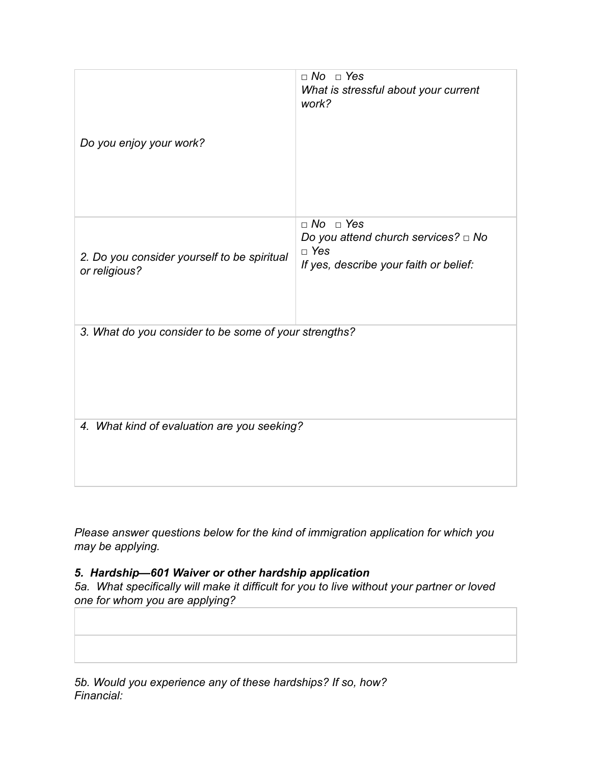| | |
|---|---|
| *Do you enjoy your work?* | *□ No □ Yes*<br>*What is stressful about your current work?* |
| *2. Do you consider yourself to be spiritual or religious?* | *□ No □ Yes*<br>*Do you attend church services? □ No □ Yes*<br>*If yes, describe your faith or belief:* |
| *3. What do you consider to be some of your strengths?* | |
| *4. What kind of evaluation are you seeking?* | |

*Please answer questions below for the kind of immigration application for which you may be applying.*

***5. Hardship—601 Waiver or other hardship application***

*5a. What specifically will make it difficult for you to live without your partner or loved one for whom you are applying?*

| |
|---|
| |
| |

*5b. Would you experience any of these hardships? If so, how?*

*Financial:*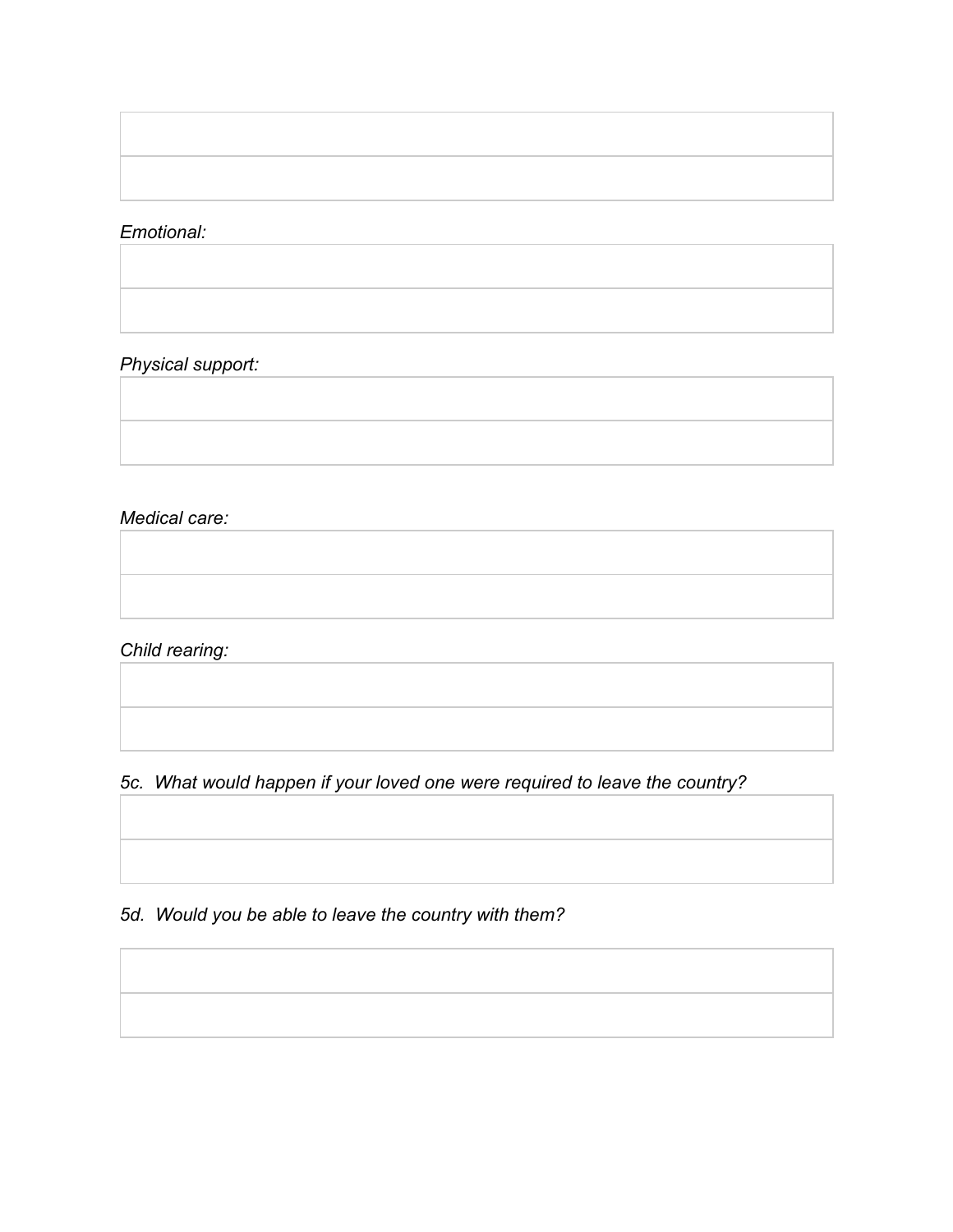| |
|---|
| |

*Emotional:*

| |
|---|
| |

*Physical support:*

| |
|---|
| |

*Medical care:*

| |
|---|
| |

*Child rearing:*

| |
|---|
| |

*5c. What would happen if your loved one were required to leave the country?*

| |
|---|
| |

*5d. Would you be able to leave the country with them?*

| |
|---|
| |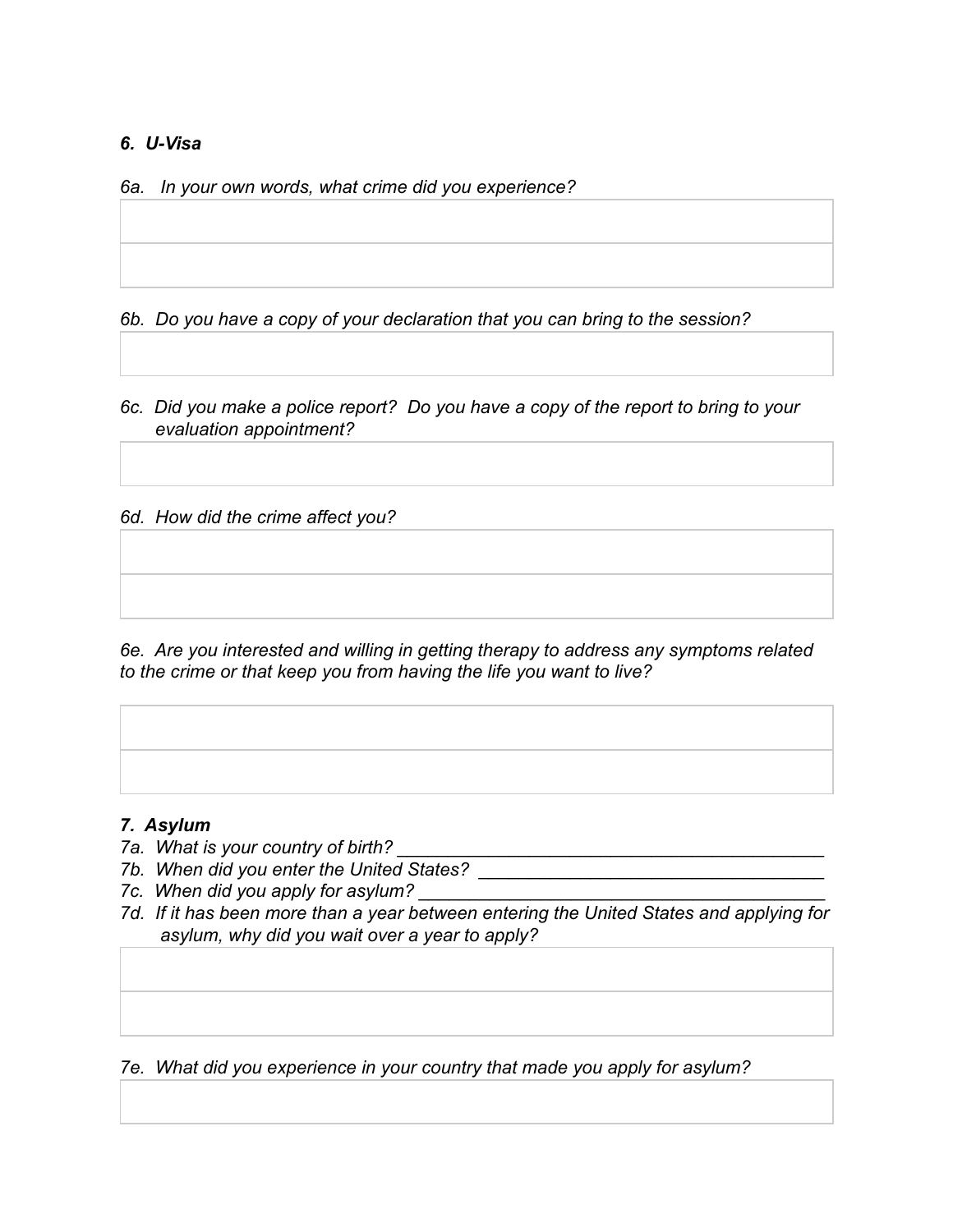### *6. U-Visa*

*6a. In your own words, what crime did you experience?*

*6b. Do you have a copy of your declaration that you can bring to the session?*

*6c. Did you make a police report? Do you have a copy of the report to bring to your evaluation appointment?*

*6d. How did the crime affect you?*

*6e. Are you interested and willing in getting therapy to address any symptoms related to the crime or that keep you from having the life you want to live?*

### *7. Asylum*

*7a. What is your country of birth?* ___________________________________________

*7b. When did you enter the United States?* ___________________________________

*7c. When did you apply for asylum?* _________________________________________

*7d. If it has been more than a year between entering the United States and applying for asylum, why did you wait over a year to apply?*

*7e. What did you experience in your country that made you apply for asylum?*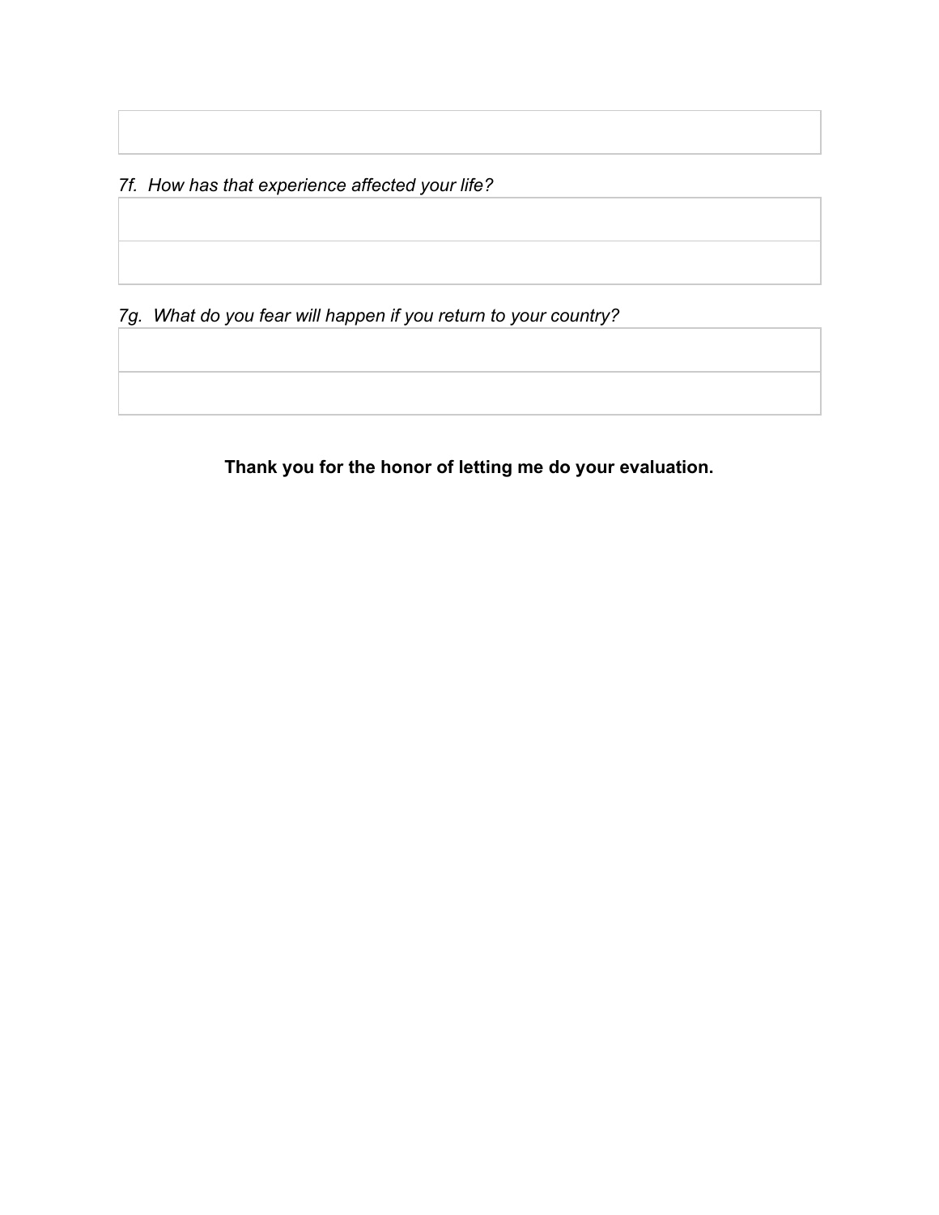| |
|---|
| |

*7f. How has that experience affected your life?*

| |
|---|
| |
| |

*7g. What do you fear will happen if you return to your country?*

| |
|---|
| |
| |

**Thank you for the honor of letting me do your evaluation.**